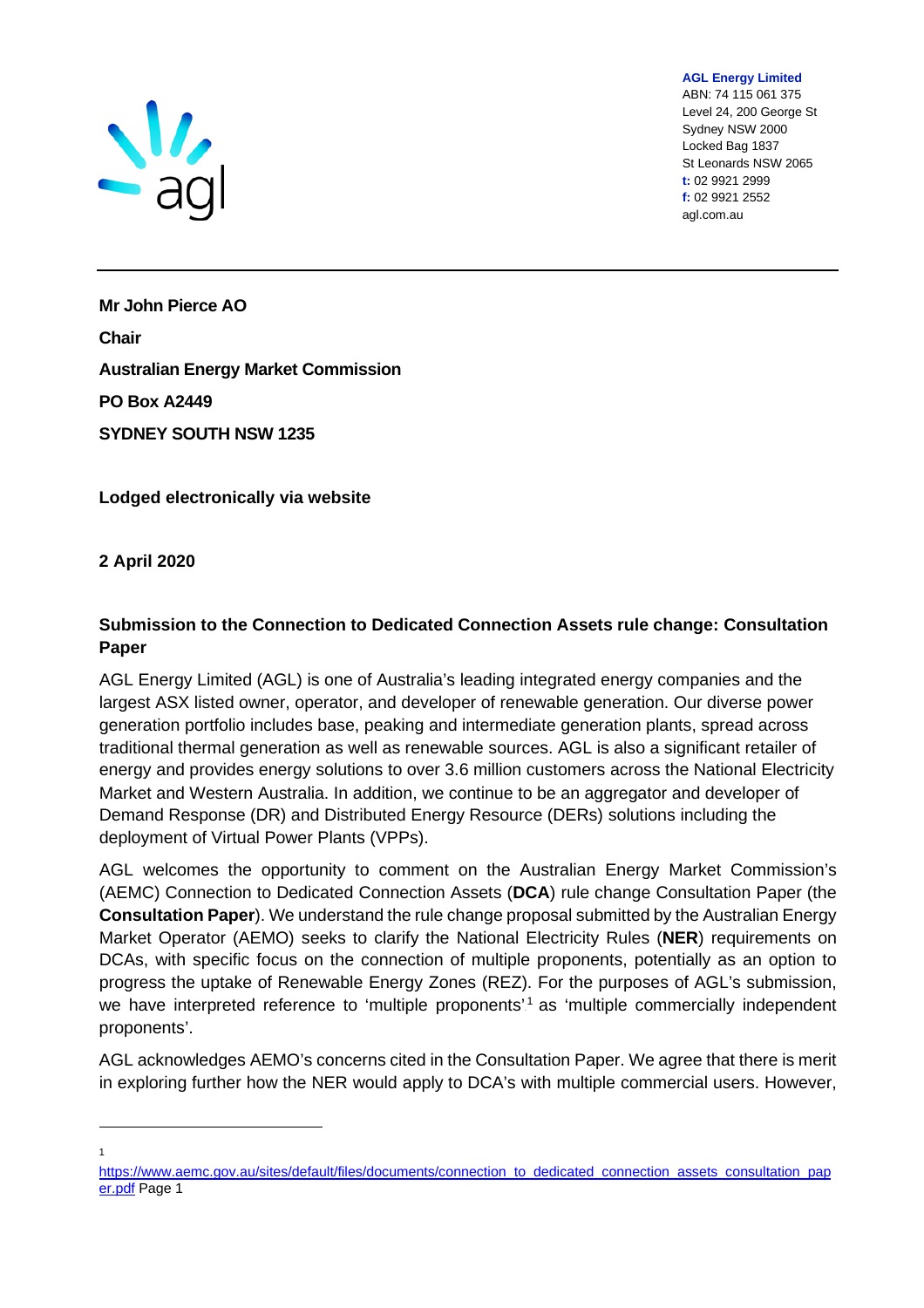**AGL Energy Limited**
ABN: 74 115 061 375
Level 24, 200 George St
Sydney NSW 2000
Locked Bag 1837
St Leonards NSW 2065
**t:** 02 9921 2999
**f:** 02 9921 2552
agl.com.au

**Mr John Pierce AO**

**Chair**

**Australian Energy Market Commission**

**PO Box A2449**

**SYDNEY SOUTH NSW 1235**

**Lodged electronically via website**

**2 April 2020**

**Submission to the Connection to Dedicated Connection Assets rule change: Consultation Paper**

AGL Energy Limited (AGL) is one of Australia's leading integrated energy companies and the largest ASX listed owner, operator, and developer of renewable generation. Our diverse power generation portfolio includes base, peaking and intermediate generation plants, spread across traditional thermal generation as well as renewable sources. AGL is also a significant retailer of energy and provides energy solutions to over 3.6 million customers across the National Electricity Market and Western Australia. In addition, we continue to be an aggregator and developer of Demand Response (DR) and Distributed Energy Resource (DERs) solutions including the deployment of Virtual Power Plants (VPPs).

AGL welcomes the opportunity to comment on the Australian Energy Market Commission's (AEMC) Connection to Dedicated Connection Assets (**DCA**) rule change Consultation Paper (the **Consultation Paper**). We understand the rule change proposal submitted by the Australian Energy Market Operator (AEMO) seeks to clarify the National Electricity Rules (**NER**) requirements on DCAs, with specific focus on the connection of multiple proponents, potentially as an option to progress the uptake of Renewable Energy Zones (REZ). For the purposes of AGL's submission, we have interpreted reference to 'multiple proponents'[1] as 'multiple commercially independent proponents'.

AGL acknowledges AEMO's concerns cited in the Consultation Paper. We agree that there is merit in exploring further how the NER would apply to DCA's with multiple commercial users. However,

[1] https://www.aemc.gov.au/sites/default/files/documents/connection_to_dedicated_connection_assets_consultation_paper.pdf Page 1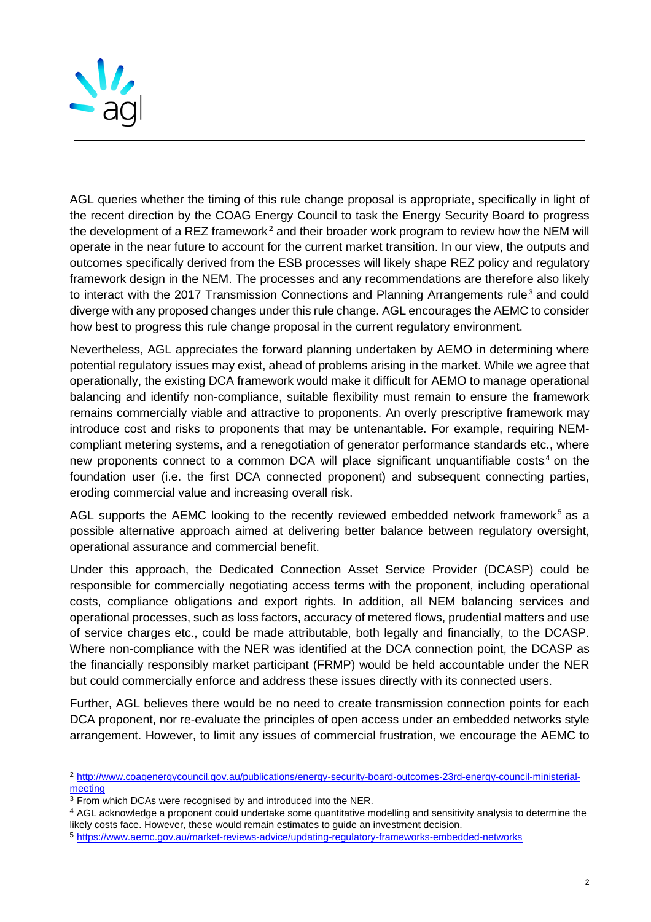AGL queries whether the timing of this rule change proposal is appropriate, specifically in light of the recent direction by the COAG Energy Council to task the Energy Security Board to progress the development of a REZ framework[2] and their broader work program to review how the NEM will operate in the near future to account for the current market transition. In our view, the outputs and outcomes specifically derived from the ESB processes will likely shape REZ policy and regulatory framework design in the NEM. The processes and any recommendations are therefore also likely to interact with the 2017 Transmission Connections and Planning Arrangements rule[3] and could diverge with any proposed changes under this rule change. AGL encourages the AEMC to consider how best to progress this rule change proposal in the current regulatory environment.

Nevertheless, AGL appreciates the forward planning undertaken by AEMO in determining where potential regulatory issues may exist, ahead of problems arising in the market. While we agree that operationally, the existing DCA framework would make it difficult for AEMO to manage operational balancing and identify non-compliance, suitable flexibility must remain to ensure the framework remains commercially viable and attractive to proponents. An overly prescriptive framework may introduce cost and risks to proponents that may be untenantable. For example, requiring NEM-compliant metering systems, and a renegotiation of generator performance standards etc., where new proponents connect to a common DCA will place significant unquantifiable costs[4] on the foundation user (i.e. the first DCA connected proponent) and subsequent connecting parties, eroding commercial value and increasing overall risk.

AGL supports the AEMC looking to the recently reviewed embedded network framework[5] as a possible alternative approach aimed at delivering better balance between regulatory oversight, operational assurance and commercial benefit.

Under this approach, the Dedicated Connection Asset Service Provider (DCASP) could be responsible for commercially negotiating access terms with the proponent, including operational costs, compliance obligations and export rights. In addition, all NEM balancing services and operational processes, such as loss factors, accuracy of metered flows, prudential matters and use of service charges etc., could be made attributable, both legally and financially, to the DCASP. Where non-compliance with the NER was identified at the DCA connection point, the DCASP as the financially responsibly market participant (FRMP) would be held accountable under the NER but could commercially enforce and address these issues directly with its connected users.

Further, AGL believes there would be no need to create transmission connection points for each DCA proponent, nor re-evaluate the principles of open access under an embedded networks style arrangement. However, to limit any issues of commercial frustration, we encourage the AEMC to

---

[2] http://www.coagenergycouncil.gov.au/publications/energy-security-board-outcomes-23rd-energy-council-ministerial-meeting

[3] From which DCAs were recognised by and introduced into the NER.

[4] AGL acknowledge a proponent could undertake some quantitative modelling and sensitivity analysis to determine the likely costs face. However, these would remain estimates to guide an investment decision.

[5] https://www.aemc.gov.au/market-reviews-advice/updating-regulatory-frameworks-embedded-networks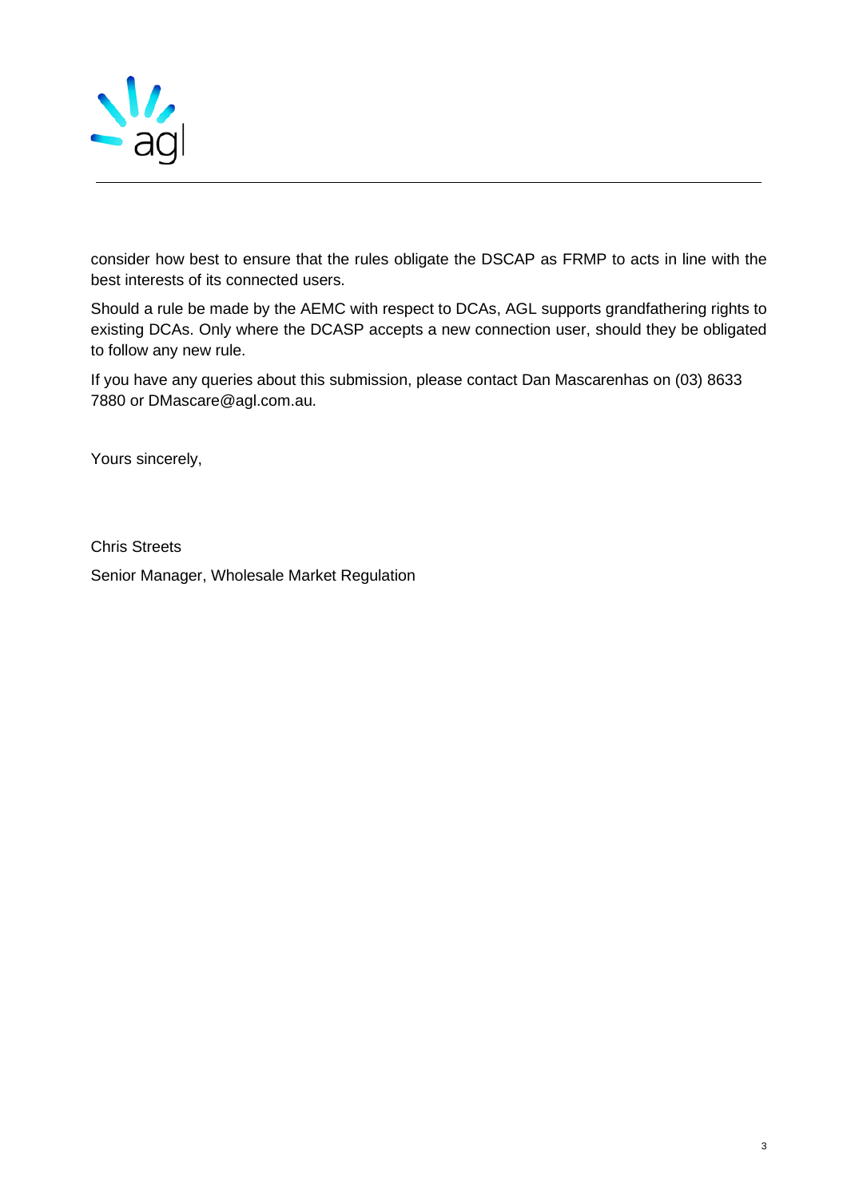consider how best to ensure that the rules obligate the DSCAP as FRMP to acts in line with the best interests of its connected users.

Should a rule be made by the AEMC with respect to DCAs, AGL supports grandfathering rights to existing DCAs. Only where the DCASP accepts a new connection user, should they be obligated to follow any new rule.

If you have any queries about this submission, please contact Dan Mascarenhas on (03) 8633 7880 or DMascare@agl.com.au.

Yours sincerely,

Chris Streets

Senior Manager, Wholesale Market Regulation